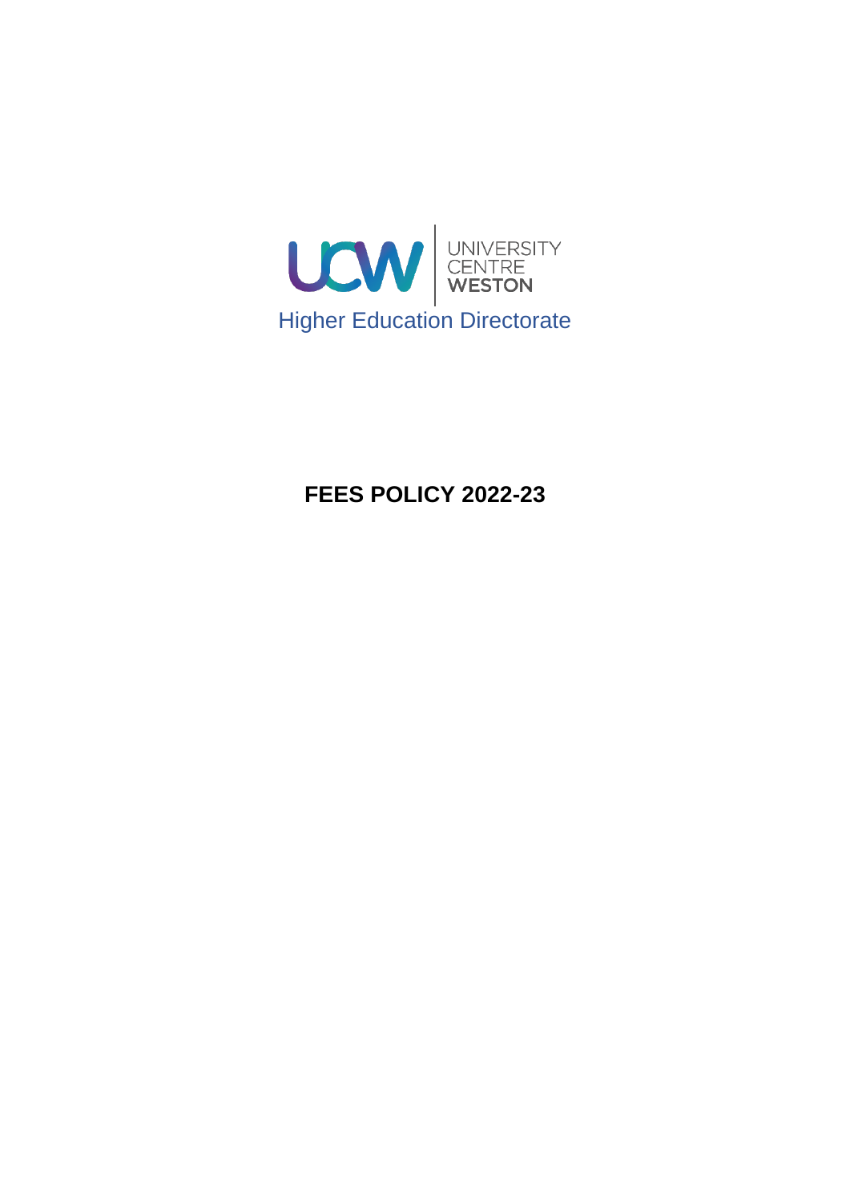UCW | UNIVERSITY CENTRE WESTON

Higher Education Directorate

# FEES POLICY 2022-23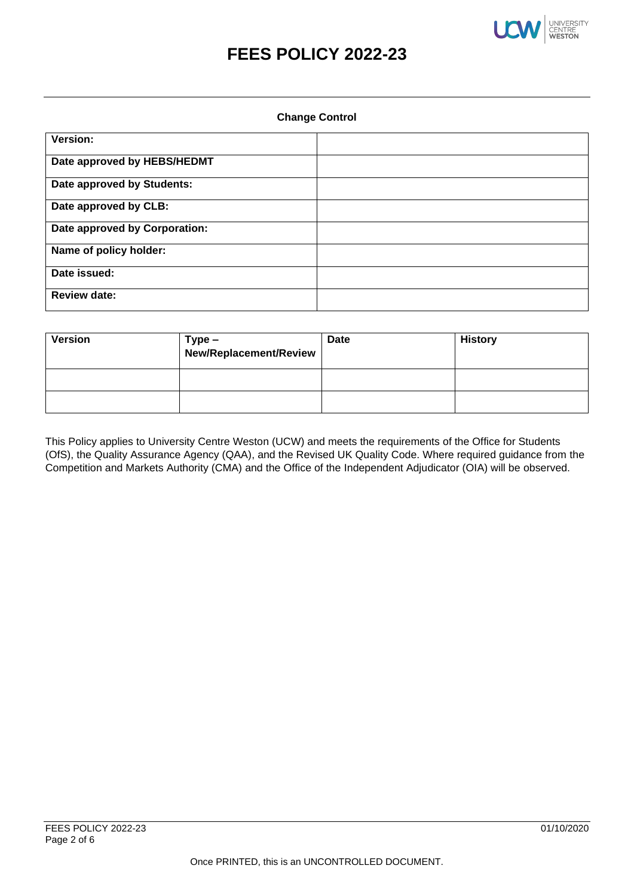# FEES POLICY 2022-23

**Change Control**

| **Version:** | |
|---|---|
| **Date approved by HEBS/HEDMT** | |
| **Date approved by Students:** | |
| **Date approved by CLB:** | |
| **Date approved by Corporation:** | |
| **Name of policy holder:** | |
| **Date issued:** | |
| **Review date:** | |

| **Version** | **Type – New/Replacement/Review** | **Date** | **History** |
|---|---|---|---|
| | | | |
| | | | |

This Policy applies to University Centre Weston (UCW) and meets the requirements of the Office for Students (OfS), the Quality Assurance Agency (QAA), and the Revised UK Quality Code. Where required guidance from the Competition and Markets Authority (CMA) and the Office of the Independent Adjudicator (OIA) will be observed.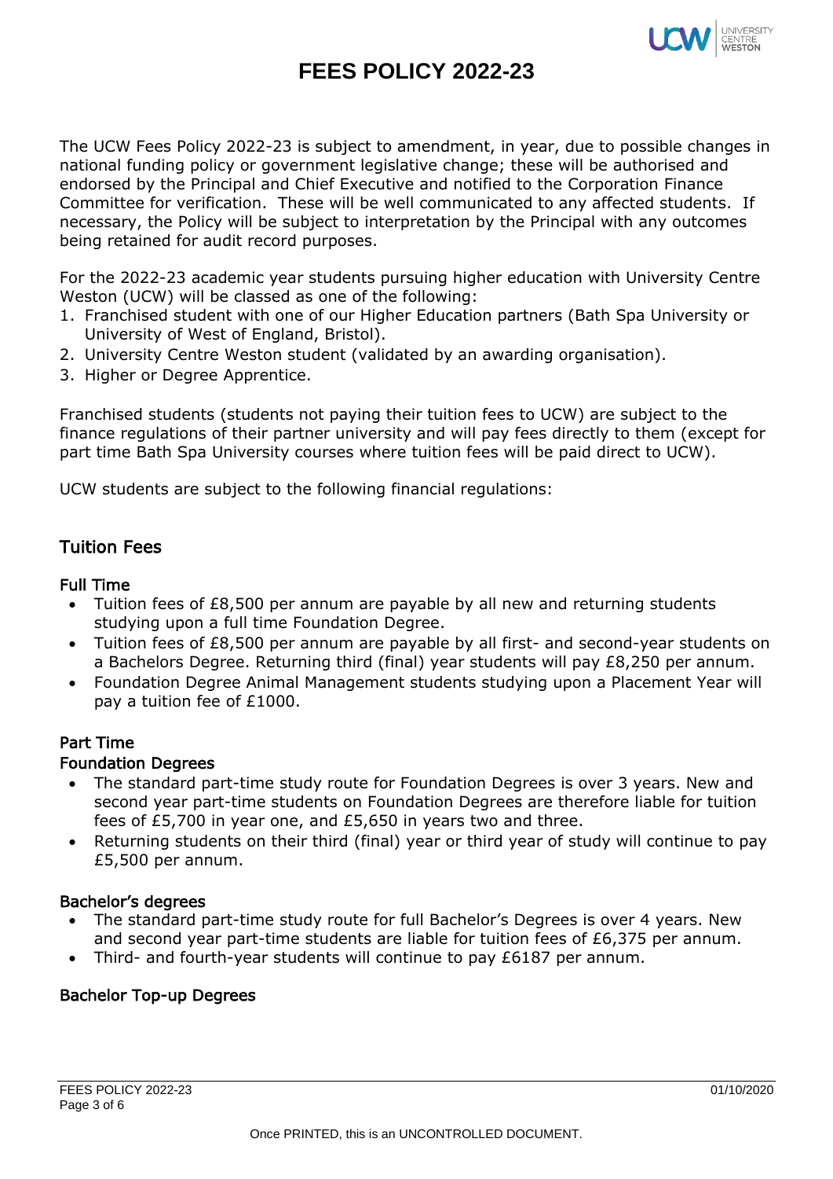# FEES POLICY 2022-23

The UCW Fees Policy 2022-23 is subject to amendment, in year, due to possible changes in national funding policy or government legislative change; these will be authorised and endorsed by the Principal and Chief Executive and notified to the Corporation Finance Committee for verification. These will be well communicated to any affected students. If necessary, the Policy will be subject to interpretation by the Principal with any outcomes being retained for audit record purposes.

For the 2022-23 academic year students pursuing higher education with University Centre Weston (UCW) will be classed as one of the following:

1. Franchised student with one of our Higher Education partners (Bath Spa University or University of West of England, Bristol).
2. University Centre Weston student (validated by an awarding organisation).
3. Higher or Degree Apprentice.

Franchised students (students not paying their tuition fees to UCW) are subject to the finance regulations of their partner university and will pay fees directly to them (except for part time Bath Spa University courses where tuition fees will be paid direct to UCW).

UCW students are subject to the following financial regulations:

## Tuition Fees

### Full Time

- Tuition fees of £8,500 per annum are payable by all new and returning students studying upon a full time Foundation Degree.
- Tuition fees of £8,500 per annum are payable by all first- and second-year students on a Bachelors Degree. Returning third (final) year students will pay £8,250 per annum.
- Foundation Degree Animal Management students studying upon a Placement Year will pay a tuition fee of £1000.

### Part Time

#### Foundation Degrees

- The standard part-time study route for Foundation Degrees is over 3 years. New and second year part-time students on Foundation Degrees are therefore liable for tuition fees of £5,700 in year one, and £5,650 in years two and three.
- Returning students on their third (final) year or third year of study will continue to pay £5,500 per annum.

#### Bachelor's degrees

- The standard part-time study route for full Bachelor's Degrees is over 4 years. New and second year part-time students are liable for tuition fees of £6,375 per annum.
- Third- and fourth-year students will continue to pay £6187 per annum.

#### Bachelor Top-up Degrees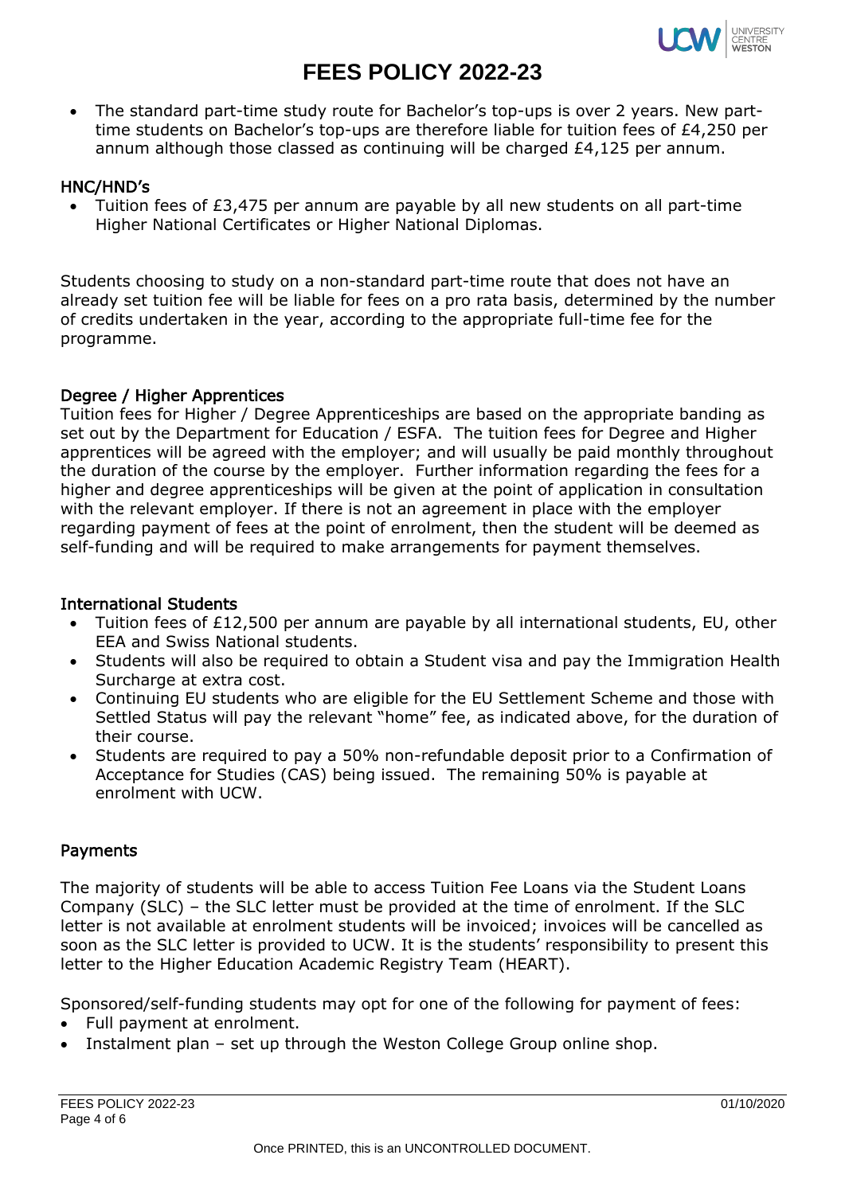- The standard part-time study route for Bachelor's top-ups is over 2 years. New part-time students on Bachelor's top-ups are therefore liable for tuition fees of £4,250 per annum although those classed as continuing will be charged £4,125 per annum.

### HNC/HND's

- Tuition fees of £3,475 per annum are payable by all new students on all part-time Higher National Certificates or Higher National Diplomas.

Students choosing to study on a non-standard part-time route that does not have an already set tuition fee will be liable for fees on a pro rata basis, determined by the number of credits undertaken in the year, according to the appropriate full-time fee for the programme.

### Degree / Higher Apprentices

Tuition fees for Higher / Degree Apprenticeships are based on the appropriate banding as set out by the Department for Education / ESFA. The tuition fees for Degree and Higher apprentices will be agreed with the employer; and will usually be paid monthly throughout the duration of the course by the employer. Further information regarding the fees for a higher and degree apprenticeships will be given at the point of application in consultation with the relevant employer. If there is not an agreement in place with the employer regarding payment of fees at the point of enrolment, then the student will be deemed as self-funding and will be required to make arrangements for payment themselves.

### International Students

- Tuition fees of £12,500 per annum are payable by all international students, EU, other EEA and Swiss National students.
- Students will also be required to obtain a Student visa and pay the Immigration Health Surcharge at extra cost.
- Continuing EU students who are eligible for the EU Settlement Scheme and those with Settled Status will pay the relevant "home" fee, as indicated above, for the duration of their course.
- Students are required to pay a 50% non-refundable deposit prior to a Confirmation of Acceptance for Studies (CAS) being issued. The remaining 50% is payable at enrolment with UCW.

### Payments

The majority of students will be able to access Tuition Fee Loans via the Student Loans Company (SLC) – the SLC letter must be provided at the time of enrolment. If the SLC letter is not available at enrolment students will be invoiced; invoices will be cancelled as soon as the SLC letter is provided to UCW. It is the students' responsibility to present this letter to the Higher Education Academic Registry Team (HEART).

Sponsored/self-funding students may opt for one of the following for payment of fees:

- Full payment at enrolment.
- Instalment plan – set up through the Weston College Group online shop.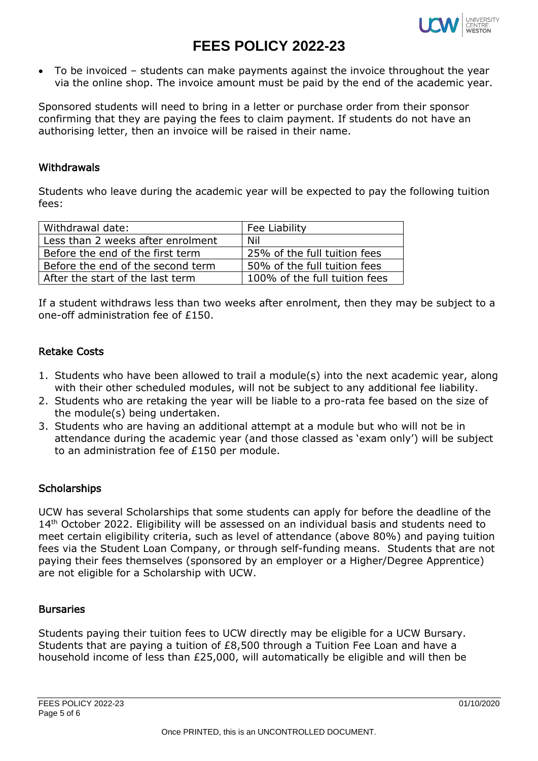- To be invoiced – students can make payments against the invoice throughout the year via the online shop. The invoice amount must be paid by the end of the academic year.

Sponsored students will need to bring in a letter or purchase order from their sponsor confirming that they are paying the fees to claim payment. If students do not have an authorising letter, then an invoice will be raised in their name.

## Withdrawals

Students who leave during the academic year will be expected to pay the following tuition fees:

| Withdrawal date: | Fee Liability |
|---|---|
| Less than 2 weeks after enrolment | Nil |
| Before the end of the first term | 25% of the full tuition fees |
| Before the end of the second term | 50% of the full tuition fees |
| After the start of the last term | 100% of the full tuition fees |

If a student withdraws less than two weeks after enrolment, then they may be subject to a one-off administration fee of £150.

## Retake Costs

1. Students who have been allowed to trail a module(s) into the next academic year, along with their other scheduled modules, will not be subject to any additional fee liability.
2. Students who are retaking the year will be liable to a pro-rata fee based on the size of the module(s) being undertaken.
3. Students who are having an additional attempt at a module but who will not be in attendance during the academic year (and those classed as 'exam only') will be subject to an administration fee of £150 per module.

## Scholarships

UCW has several Scholarships that some students can apply for before the deadline of the 14th October 2022. Eligibility will be assessed on an individual basis and students need to meet certain eligibility criteria, such as level of attendance (above 80%) and paying tuition fees via the Student Loan Company, or through self-funding means. Students that are not paying their fees themselves (sponsored by an employer or a Higher/Degree Apprentice) are not eligible for a Scholarship with UCW.

## Bursaries

Students paying their tuition fees to UCW directly may be eligible for a UCW Bursary. Students that are paying a tuition of £8,500 through a Tuition Fee Loan and have a household income of less than £25,000, will automatically be eligible and will then be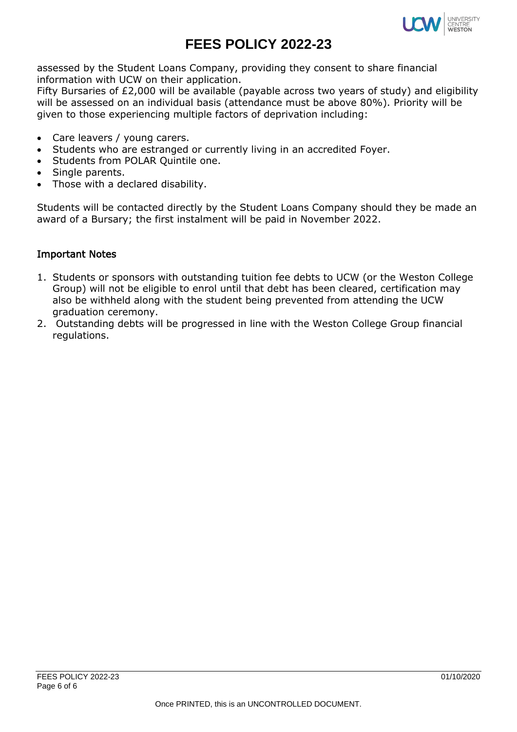assessed by the Student Loans Company, providing they consent to share financial information with UCW on their application.
Fifty Bursaries of £2,000 will be available (payable across two years of study) and eligibility will be assessed on an individual basis (attendance must be above 80%). Priority will be given to those experiencing multiple factors of deprivation including:

- Care leavers / young carers.
- Students who are estranged or currently living in an accredited Foyer.
- Students from POLAR Quintile one.
- Single parents.
- Those with a declared disability.

Students will be contacted directly by the Student Loans Company should they be made an award of a Bursary; the first instalment will be paid in November 2022.

## Important Notes

1. Students or sponsors with outstanding tuition fee debts to UCW (or the Weston College Group) will not be eligible to enrol until that debt has been cleared, certification may also be withheld along with the student being prevented from attending the UCW graduation ceremony.
2. Outstanding debts will be progressed in line with the Weston College Group financial regulations.